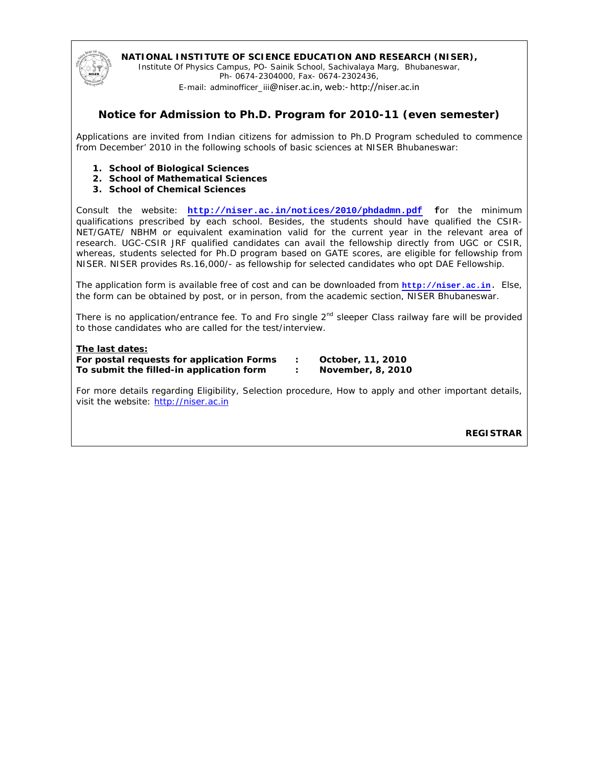**NATIONAL INSTITUTE OF SCIENCE EDUCATION AND RESEARCH (NISER),**
Institute Of Physics Campus, PO- Sainik School, Sachivalaya Marg, Bhubaneswar,
Ph- 0674-2304000, Fax- 0674-2302436,
E-mail: adminofficer_iii@niser.ac.in, web:- http://niser.ac.in

# Notice for Admission to Ph.D. Program for 2010-11 (even semester)

Applications are invited from Indian citizens for admission to Ph.D Program scheduled to commence from December' 2010 in the following schools of basic sciences at NISER Bhubaneswar:

1. **School of Biological Sciences**
2. **School of Mathematical Sciences**
3. **School of Chemical Sciences**

Consult the website: **http://niser.ac.in/notices/2010/phdadmn.pdf** for the minimum qualifications prescribed by each school. Besides, the students should have qualified the CSIR-NET/GATE/ NBHM or equivalent examination valid for the current year in the relevant area of research. UGC-CSIR JRF qualified candidates can avail the fellowship directly from UGC or CSIR, whereas, students selected for Ph.D program based on GATE scores, are eligible for fellowship from NISER. NISER provides Rs.16,000/- as fellowship for selected candidates who opt DAE Fellowship.

The application form is available free of cost and can be downloaded from **http://niser.ac.in**. Else, the form can be obtained by post, or in person, from the academic section, NISER Bhubaneswar.

There is no application/entrance fee. To and Fro single 2nd sleeper Class railway fare will be provided to those candidates who are called for the test/interview.

**The last dates:**

**For postal requests for application Forms : October, 11, 2010**
**To submit the filled-in application form : November, 8, 2010**

For more details regarding Eligibility, Selection procedure, How to apply and other important details, visit the website: http://niser.ac.in

**REGISTRAR**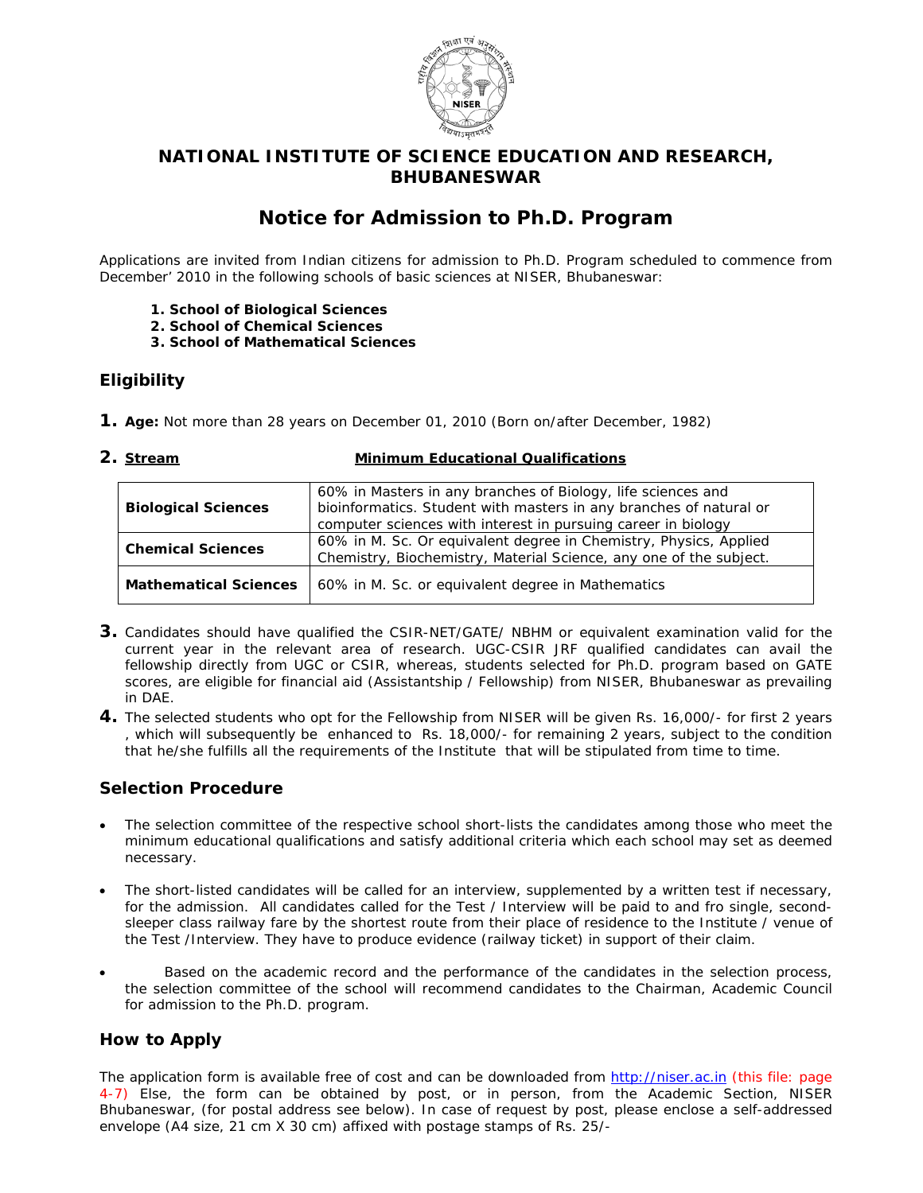# NATIONAL INSTITUTE OF SCIENCE EDUCATION AND RESEARCH, BHUBANESWAR

## Notice for Admission to Ph.D. Program

Applications are invited from Indian citizens for admission to Ph.D. Program scheduled to commence from December' 2010 in the following schools of basic sciences at NISER, Bhubaneswar:

1. **School of Biological Sciences**
2. **School of Chemical Sciences**
3. **School of Mathematical Sciences**

### Eligibility

**1.** **Age:** Not more than 28 years on December 01, 2010 (Born on/after December, 1982)

**2.** **Stream** — **Minimum Educational Qualifications**

| Stream | Minimum Educational Qualifications |
|---|---|
| **Biological Sciences** | 60% in Masters in any branches of Biology, life sciences and bioinformatics. Student with masters in any branches of natural or computer sciences with interest in pursuing career in biology |
| **Chemical Sciences** | 60% in M. Sc. Or equivalent degree in Chemistry, Physics, Applied Chemistry, Biochemistry, Material Science, any one of the subject. |
| **Mathematical Sciences** | 60% in M. Sc. or equivalent degree in Mathematics |

**3.** Candidates should have qualified the CSIR-NET/GATE/ NBHM or equivalent examination valid for the current year in the relevant area of research. UGC-CSIR JRF qualified candidates can avail the fellowship directly from UGC or CSIR, whereas, students selected for Ph.D. program based on GATE scores, are eligible for financial aid (Assistantship / Fellowship) from NISER, Bhubaneswar as prevailing in DAE.

**4.** The selected students who opt for the Fellowship from NISER will be given Rs. 16,000/- for first 2 years , which will subsequently be enhanced to Rs. 18,000/- for remaining 2 years, subject to the condition that he/she fulfills all the requirements of the Institute that will be stipulated from time to time.

### Selection Procedure

- The selection committee of the respective school short-lists the candidates among those who meet the minimum educational qualifications and satisfy additional criteria which each school may set as deemed necessary.
- The short-listed candidates will be called for an interview, supplemented by a written test if necessary, for the admission. All candidates called for the Test / Interview will be paid to and fro single, second-sleeper class railway fare by the shortest route from their place of residence to the Institute / venue of the Test /Interview. They have to produce evidence (railway ticket) in support of their claim.
- Based on the academic record and the performance of the candidates in the selection process, the selection committee of the school will recommend candidates to the Chairman, Academic Council for admission to the Ph.D. program.

### How to Apply

The application form is available free of cost and can be downloaded from http://niser.ac.in (this file: page 4-7) Else, the form can be obtained by post, or in person, from the Academic Section, NISER Bhubaneswar, (for postal address see below). In case of request by post, please enclose a self-addressed envelope (A4 size, 21 cm X 30 cm) affixed with postage stamps of Rs. 25/-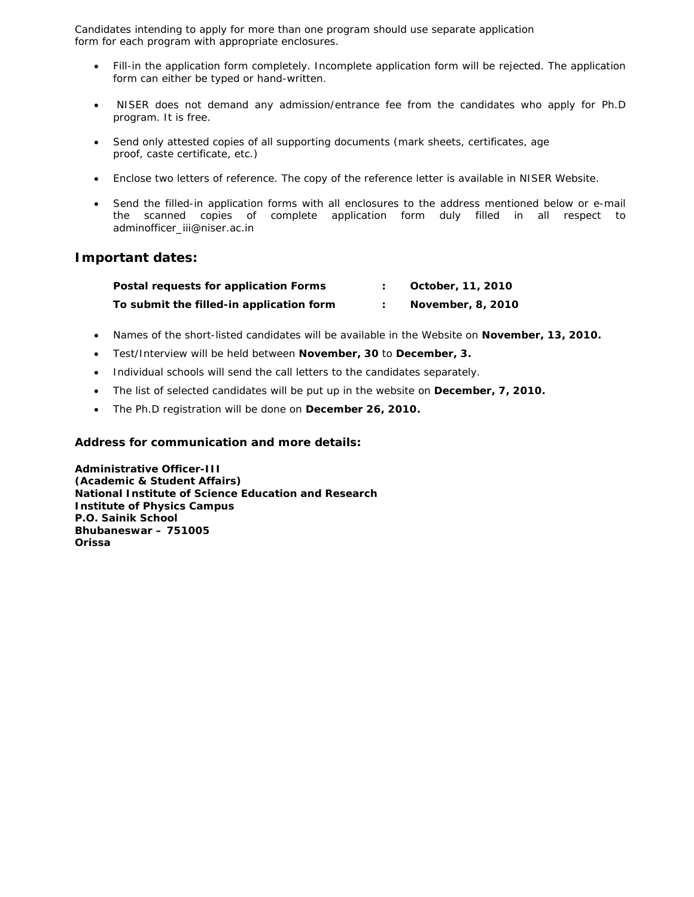Candidates intending to apply for more than one program should use separate application form for each program with appropriate enclosures.

- Fill-in the application form completely. Incomplete application form will be rejected. The application form can either be typed or hand-written.
- NISER does not demand any admission/entrance fee from the candidates who apply for Ph.D program. It is free.
- Send only attested copies of all supporting documents (mark sheets, certificates, age proof, caste certificate, etc.)
- Enclose two letters of reference. The copy of the reference letter is available in NISER Website.
- Send the filled-in application forms with all enclosures to the address mentioned below or e-mail the scanned copies of complete application form duly filled in all respect to adminofficer_iii@niser.ac.in

## Important dates:

| | | |
|---|---|---|
| **Postal requests for application Forms** | **:** | **October, 11, 2010** |
| **To submit the filled-in application form** | **:** | **November, 8, 2010** |

- Names of the short-listed candidates will be available in the Website on **November, 13, 2010.**
- Test/Interview will be held between **November, 30** to **December, 3.**
- Individual schools will send the call letters to the candidates separately.
- The list of selected candidates will be put up in the website on **December, 7, 2010.**
- The Ph.D registration will be done on **December 26, 2010.**

### Address for communication and more details:

**Administrative Officer-III**
**(Academic & Student Affairs)**
**National Institute of Science Education and Research**
**Institute of Physics Campus**
**P.O. Sainik School**
**Bhubaneswar – 751005**
**Orissa**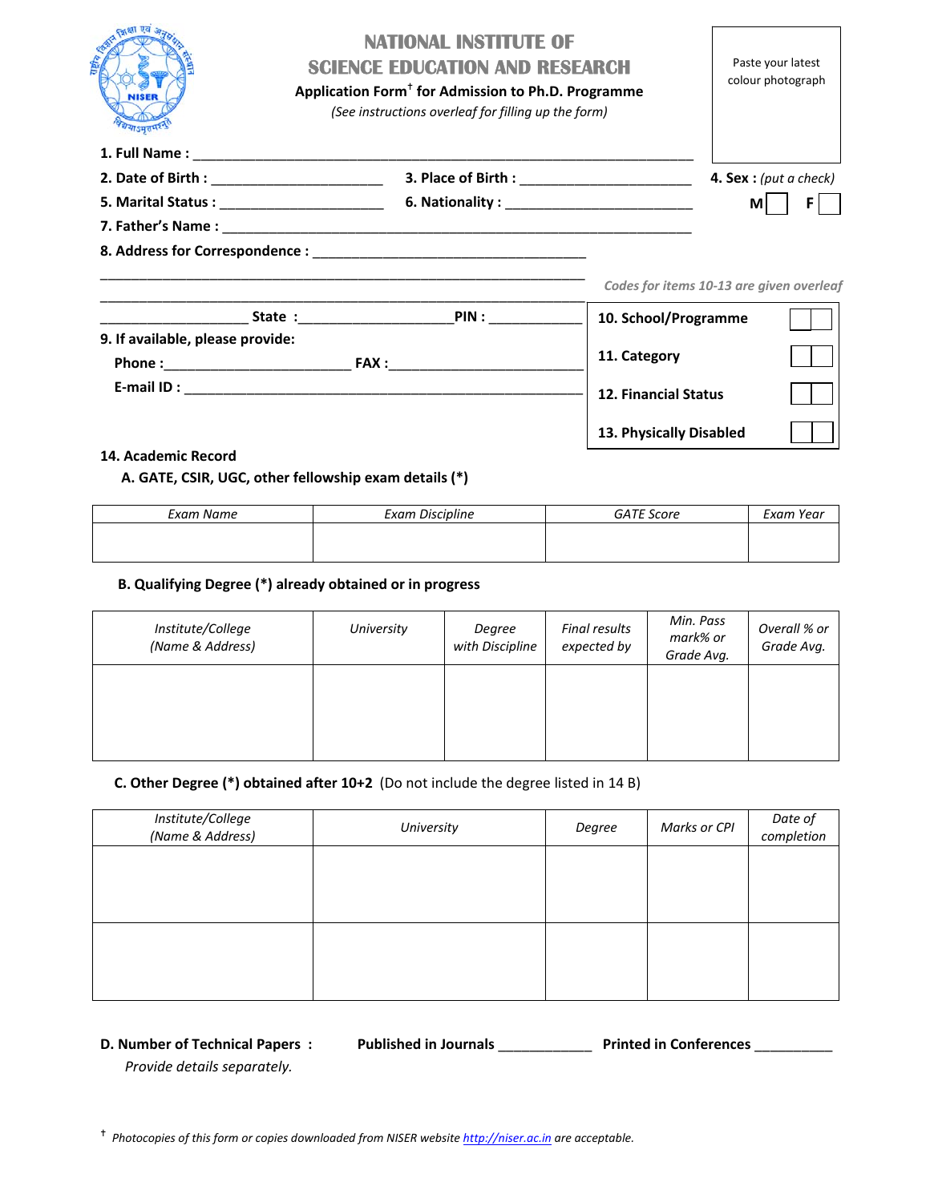# NATIONAL INSTITUTE OF SCIENCE EDUCATION AND RESEARCH

**Application Form† for Admission to Ph.D. Programme**

*(See instructions overleaf for filling up the form)*

Paste your latest colour photograph

**1. Full Name :** ___________________________________________________________________

**2. Date of Birth :** ______________________ **3. Place of Birth :** ______________________ **4. Sex :** *(put a check)* M [ ] F [ ]

**5. Marital Status :** _____________________ **6. Nationality :** ________________________

**7. Father's Name :** __________________________________________________________

**8. Address for Correspondence :** ___________________________________

_______________________________________________________________

__________________ **State :**___________________**PIN :** ____________

**9. If available, please provide:**

**Phone :**_______________________ **FAX :**________________________

**E-mail ID :** ____________________________________________________

*Codes for items 10-13 are given overleaf*

| | |
|---|---|
| **10. School/Programme** | [ ][ ] |
| **11. Category** | [ ][ ] |
| **12. Financial Status** | [ ][ ] |
| **13. Physically Disabled** | [ ][ ] |

**14. Academic Record**

**A. GATE, CSIR, UGC, other fellowship exam details (*)**

| *Exam Name* | *Exam Discipline* | *GATE Score* | *Exam Year* |
|---|---|---|---|
| | | | |

**B. Qualifying Degree (*) already obtained or in progress**

| *Institute/College (Name & Address)* | *University* | *Degree with Discipline* | *Final results expected by* | *Min. Pass mark% or Grade Avg.* | *Overall % or Grade Avg.* |
|---|---|---|---|---|---|
| | | | | | |

**C. Other Degree (*) obtained after 10+2** (Do not include the degree listed in 14 B)

| *Institute/College (Name & Address)* | *University* | *Degree* | *Marks or CPI* | *Date of completion* |
|---|---|---|---|---|
| | | | | |
| | | | | |

**D. Number of Technical Papers :** **Published in Journals** ____________ **Printed in Conferences** __________

*Provide details separately.*

† *Photocopies of this form or copies downloaded from NISER website [http://niser.ac.in](http://niser.ac.in) are acceptable.*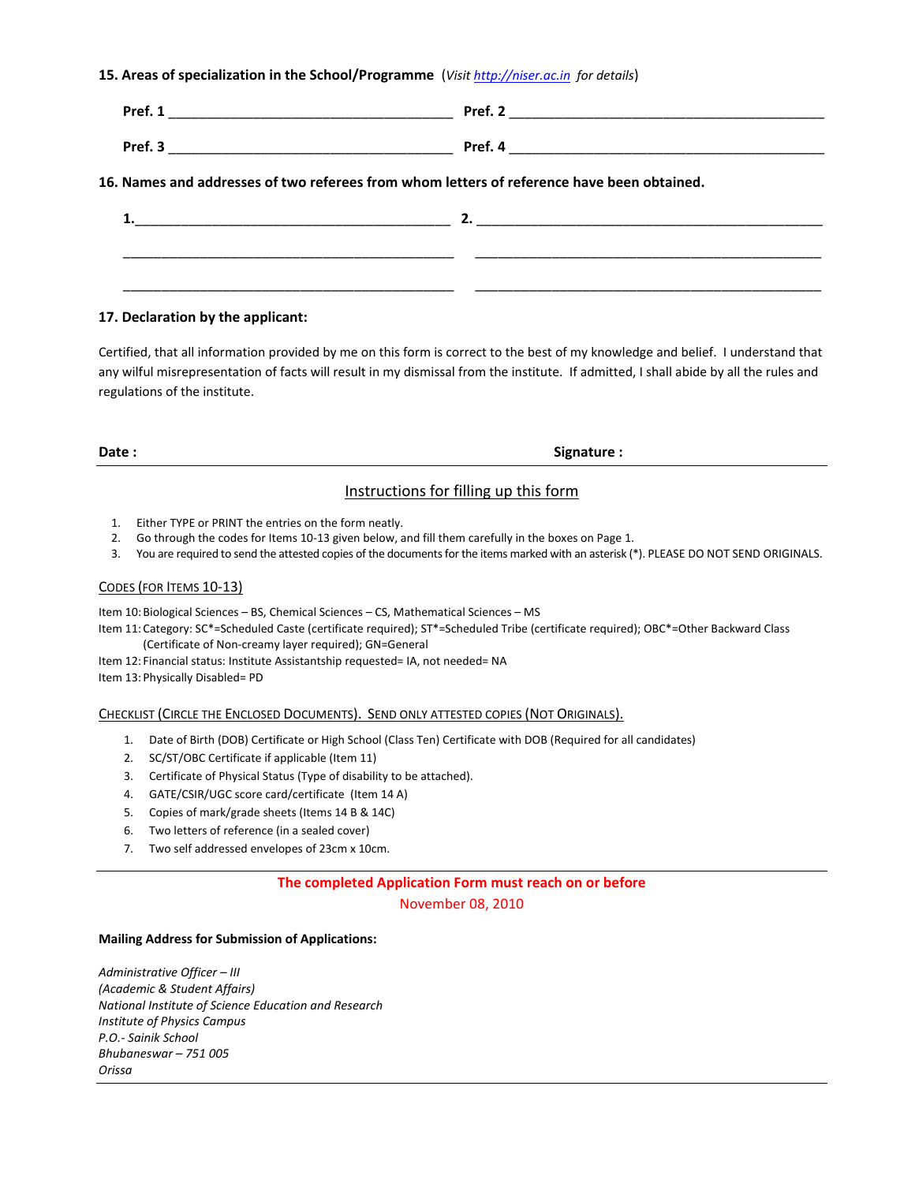**15. Areas of specialization in the School/Programme** (*Visit http://niser.ac.in for details*)

**Pref. 1** ______________________________ **Pref. 2** ______________________________

**Pref. 3** ______________________________ **Pref. 4** ______________________________

**16. Names and addresses of two referees from whom letters of reference have been obtained.**

**1.**______________________________ **2.** ______________________________

______________________________ ______________________________

______________________________ ______________________________

**17. Declaration by the applicant:**

Certified, that all information provided by me on this form is correct to the best of my knowledge and belief. I understand that any wilful misrepresentation of facts will result in my dismissal from the institute. If admitted, I shall abide by all the rules and regulations of the institute.

**Date :** **Signature :**

## Instructions for filling up this form

1. Either TYPE or PRINT the entries on the form neatly.
2. Go through the codes for Items 10-13 given below, and fill them carefully in the boxes on Page 1.
3. You are required to send the attested copies of the documents for the items marked with an asterisk (*). PLEASE DO NOT SEND ORIGINALS.

### CODES (FOR ITEMS 10-13)

Item 10: Biological Sciences – BS, Chemical Sciences – CS, Mathematical Sciences – MS

Item 11: Category: SC*=Scheduled Caste (certificate required); ST*=Scheduled Tribe (certificate required); OBC*=Other Backward Class (Certificate of Non-creamy layer required); GN=General

Item 12: Financial status: Institute Assistantship requested= IA, not needed= NA

Item 13: Physically Disabled= PD

### CHECKLIST (CIRCLE THE ENCLOSED DOCUMENTS). SEND ONLY ATTESTED COPIES (NOT ORIGINALS).

1. Date of Birth (DOB) Certificate or High School (Class Ten) Certificate with DOB (Required for all candidates)
2. SC/ST/OBC Certificate if applicable (Item 11)
3. Certificate of Physical Status (Type of disability to be attached).
4. GATE/CSIR/UGC score card/certificate (Item 14 A)
5. Copies of mark/grade sheets (Items 14 B & 14C)
6. Two letters of reference (in a sealed cover)
7. Two self addressed envelopes of 23cm x 10cm.

**The completed Application Form must reach on or before**

November 08, 2010

**Mailing Address for Submission of Applications:**

*Administrative Officer – III*
*(Academic & Student Affairs)*
*National Institute of Science Education and Research*
*Institute of Physics Campus*
*P.O.- Sainik School*
*Bhubaneswar – 751 005*
*Orissa*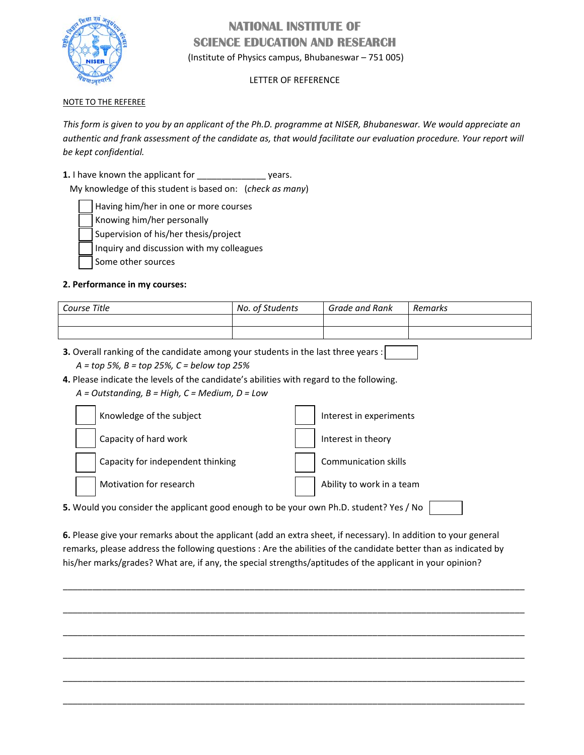# NATIONAL INSTITUTE OF SCIENCE EDUCATION AND RESEARCH

(Institute of Physics campus, Bhubaneswar – 751 005)

LETTER OF REFERENCE

NOTE TO THE REFEREE

*This form is given to you by an applicant of the Ph.D. programme at NISER, Bhubaneswar. We would appreciate an authentic and frank assessment of the candidate as, that would facilitate our evaluation procedure. Your report will be kept confidential.*

**1.** I have known the applicant for ______________ years.

My knowledge of this student is based on: (*check as many*)

- [ ] Having him/her in one or more courses
- [ ] Knowing him/her personally
- [ ] Supervision of his/her thesis/project
- [ ] Inquiry and discussion with my colleagues
- [ ] Some other sources

**2. Performance in my courses:**

| *Course Title* | *No. of Students* | *Grade and Rank* | *Remarks* |
|---|---|---|---|
| | | | |
| | | | |

**3.** Overall ranking of the candidate among your students in the last three years : [ ]

*A = top 5%, B = top 25%, C = below top 25%*

**4.** Please indicate the levels of the candidate's abilities with regard to the following.

*A = Outstanding, B = High, C = Medium, D = Low*

- [ ] Knowledge of the subject
- [ ] Capacity of hard work
- [ ] Capacity for independent thinking
- [ ] Motivation for research
- [ ] Interest in experiments
- [ ] Interest in theory
- [ ] Communication skills
- [ ] Ability to work in a team

**5.** Would you consider the applicant good enough to be your own Ph.D. student? Yes / No [ ]

**6.** Please give your remarks about the applicant (add an extra sheet, if necessary). In addition to your general remarks, please address the following questions : Are the abilities of the candidate better than as indicated by his/her marks/grades? What are, if any, the special strengths/aptitudes of the applicant in your opinion?

________________________________________________________________________________

________________________________________________________________________________

________________________________________________________________________________

________________________________________________________________________________

________________________________________________________________________________

________________________________________________________________________________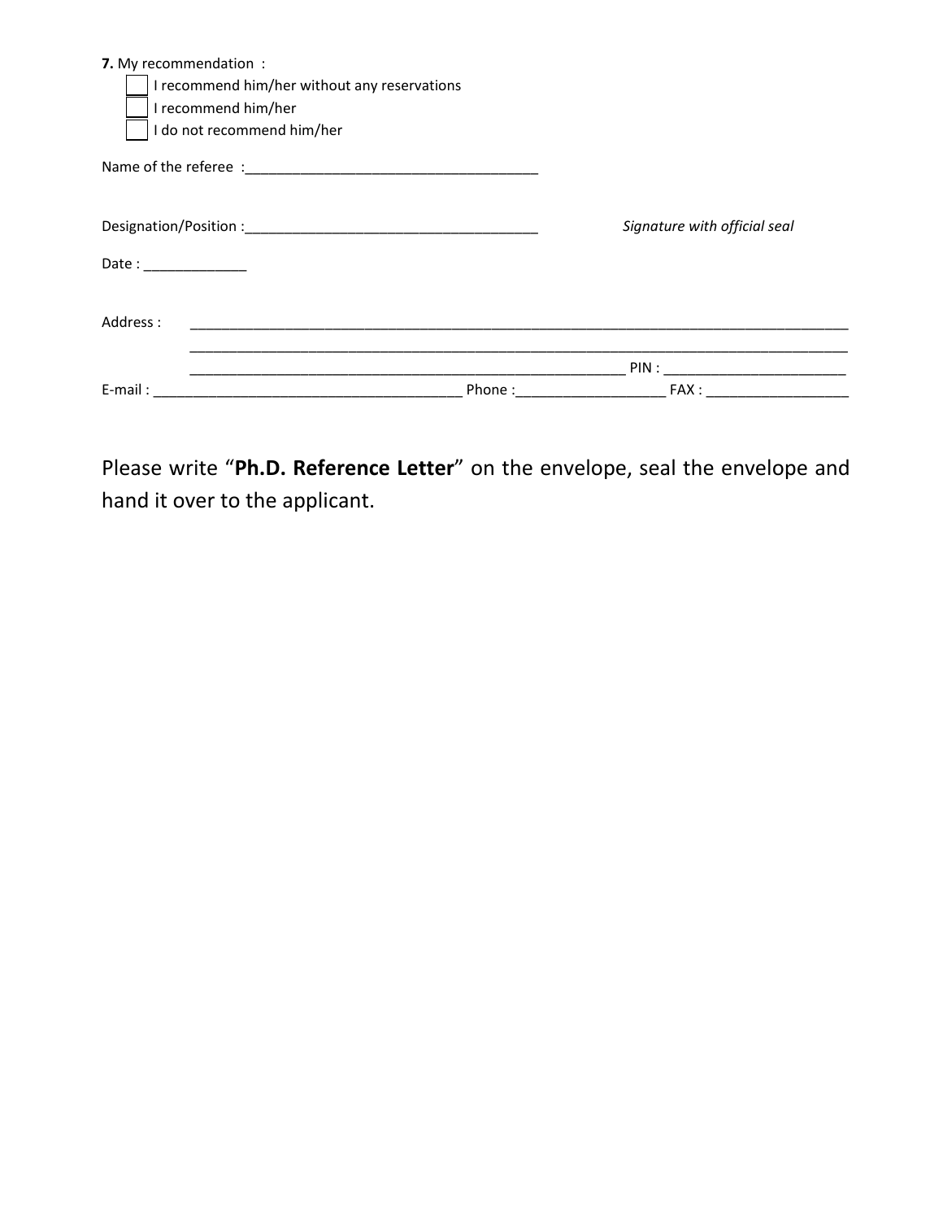**7.** My recommendation :

- [ ] I recommend him/her without any reservations
- [ ] I recommend him/her
- [ ] I do not recommend him/her

Name of the referee :_____________________________________

Designation/Position :_____________________________________ *Signature with official seal*

Date : _____________

Address : ___________________________________________________________________________________

___________________________________________________________________________________

_______________________________________________________ PIN : _______________________

E-mail : _______________________________________ Phone :__________________ FAX : __________________

Please write "**Ph.D. Reference Letter**" on the envelope, seal the envelope and hand it over to the applicant.